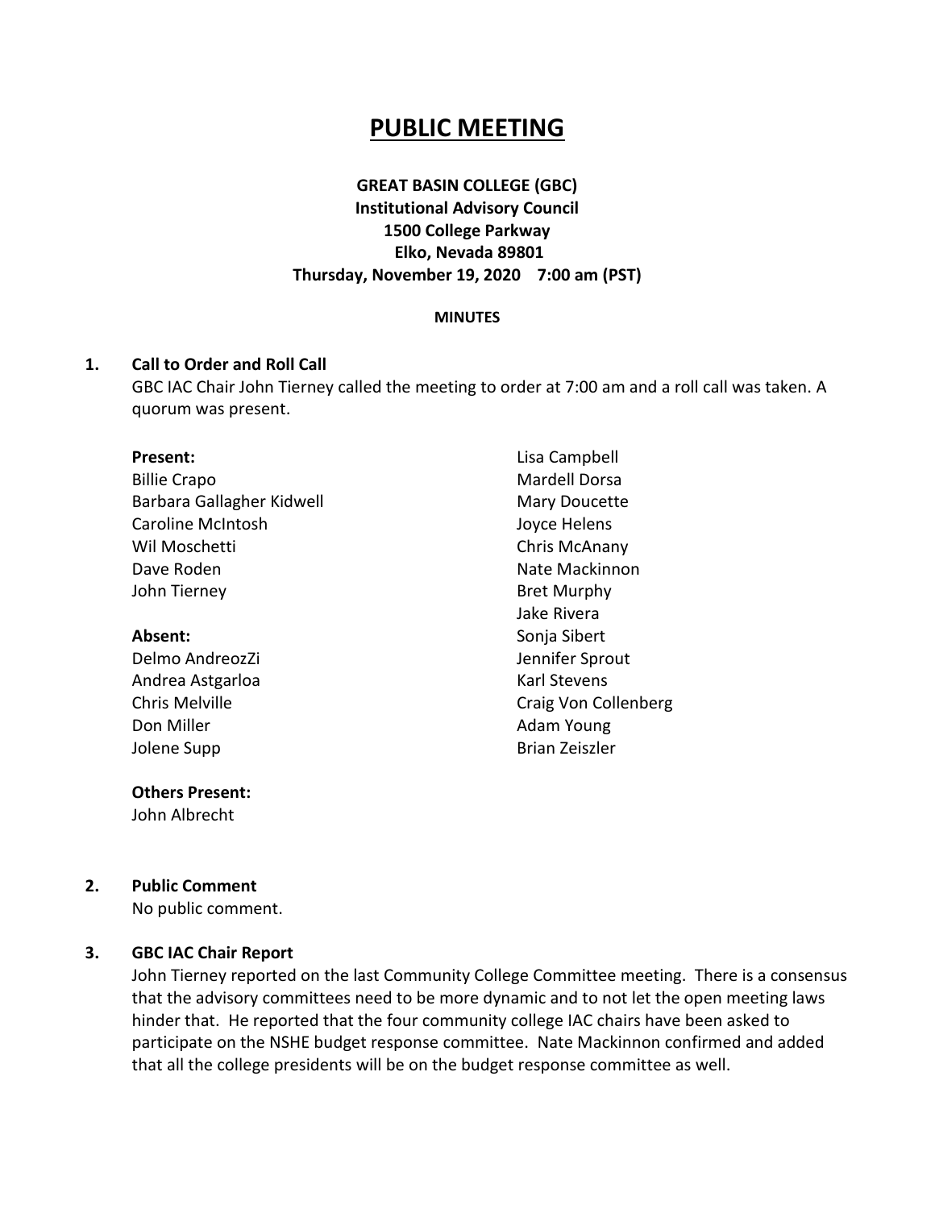# PUBLIC MEETING

**GREAT BASIN COLLEGE (GBC)**
**Institutional Advisory Council**
**1500 College Parkway**
**Elko, Nevada 89801**
**Thursday, November 19, 2020 7:00 am (PST)**

**MINUTES**

**1. Call to Order and Roll Call**

GBC IAC Chair John Tierney called the meeting to order at 7:00 am and a roll call was taken. A quorum was present.

**Present:**
Billie Crapo
Barbara Gallagher Kidwell
Caroline McIntosh
Wil Moschetti
Dave Roden
John Tierney

**Absent:**
Delmo AndreozZi
Andrea Astgarloa
Chris Melville
Don Miller
Jolene Supp
Lisa Campbell
Mardell Dorsa
Mary Doucette
Joyce Helens
Chris McAnany
Nate Mackinnon
Bret Murphy
Jake Rivera
Sonja Sibert
Jennifer Sprout
Karl Stevens
Craig Von Collenberg
Adam Young
Brian Zeiszler

**Others Present:**
John Albrecht

**2. Public Comment**

No public comment.

**3. GBC IAC Chair Report**

John Tierney reported on the last Community College Committee meeting. There is a consensus that the advisory committees need to be more dynamic and to not let the open meeting laws hinder that. He reported that the four community college IAC chairs have been asked to participate on the NSHE budget response committee. Nate Mackinnon confirmed and added that all the college presidents will be on the budget response committee as well.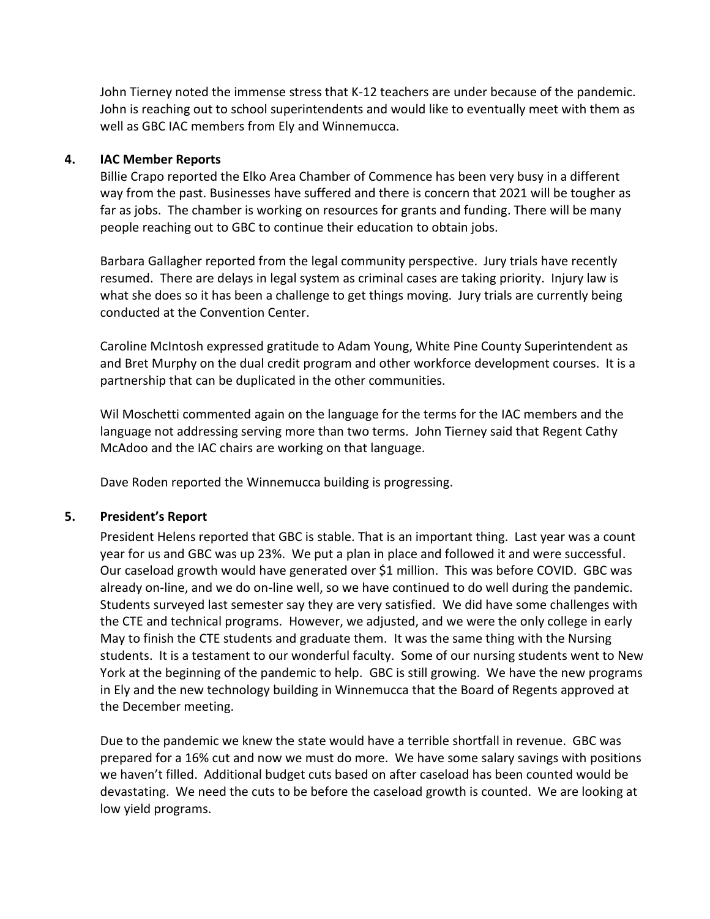John Tierney noted the immense stress that K-12 teachers are under because of the pandemic. John is reaching out to school superintendents and would like to eventually meet with them as well as GBC IAC members from Ely and Winnemucca.

**4. IAC Member Reports**

Billie Crapo reported the Elko Area Chamber of Commence has been very busy in a different way from the past. Businesses have suffered and there is concern that 2021 will be tougher as far as jobs. The chamber is working on resources for grants and funding. There will be many people reaching out to GBC to continue their education to obtain jobs.

Barbara Gallagher reported from the legal community perspective. Jury trials have recently resumed. There are delays in legal system as criminal cases are taking priority. Injury law is what she does so it has been a challenge to get things moving. Jury trials are currently being conducted at the Convention Center.

Caroline McIntosh expressed gratitude to Adam Young, White Pine County Superintendent as and Bret Murphy on the dual credit program and other workforce development courses. It is a partnership that can be duplicated in the other communities.

Wil Moschetti commented again on the language for the terms for the IAC members and the language not addressing serving more than two terms. John Tierney said that Regent Cathy McAdoo and the IAC chairs are working on that language.

Dave Roden reported the Winnemucca building is progressing.

**5. President's Report**

President Helens reported that GBC is stable. That is an important thing. Last year was a count year for us and GBC was up 23%. We put a plan in place and followed it and were successful. Our caseload growth would have generated over $1 million. This was before COVID. GBC was already on-line, and we do on-line well, so we have continued to do well during the pandemic. Students surveyed last semester say they are very satisfied. We did have some challenges with the CTE and technical programs. However, we adjusted, and we were the only college in early May to finish the CTE students and graduate them. It was the same thing with the Nursing students. It is a testament to our wonderful faculty. Some of our nursing students went to New York at the beginning of the pandemic to help. GBC is still growing. We have the new programs in Ely and the new technology building in Winnemucca that the Board of Regents approved at the December meeting.

Due to the pandemic we knew the state would have a terrible shortfall in revenue. GBC was prepared for a 16% cut and now we must do more. We have some salary savings with positions we haven't filled. Additional budget cuts based on after caseload has been counted would be devastating. We need the cuts to be before the caseload growth is counted. We are looking at low yield programs.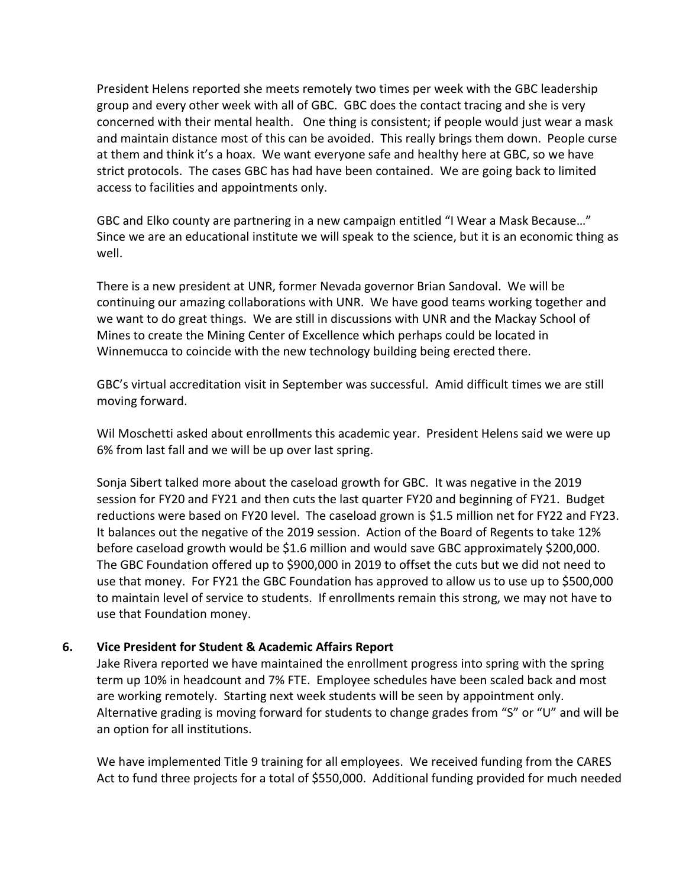President Helens reported she meets remotely two times per week with the GBC leadership group and every other week with all of GBC. GBC does the contact tracing and she is very concerned with their mental health. One thing is consistent; if people would just wear a mask and maintain distance most of this can be avoided. This really brings them down. People curse at them and think it's a hoax. We want everyone safe and healthy here at GBC, so we have strict protocols. The cases GBC has had have been contained. We are going back to limited access to facilities and appointments only.

GBC and Elko county are partnering in a new campaign entitled "I Wear a Mask Because…" Since we are an educational institute we will speak to the science, but it is an economic thing as well.

There is a new president at UNR, former Nevada governor Brian Sandoval. We will be continuing our amazing collaborations with UNR. We have good teams working together and we want to do great things. We are still in discussions with UNR and the Mackay School of Mines to create the Mining Center of Excellence which perhaps could be located in Winnemucca to coincide with the new technology building being erected there.

GBC's virtual accreditation visit in September was successful. Amid difficult times we are still moving forward.

Wil Moschetti asked about enrollments this academic year. President Helens said we were up 6% from last fall and we will be up over last spring.

Sonja Sibert talked more about the caseload growth for GBC. It was negative in the 2019 session for FY20 and FY21 and then cuts the last quarter FY20 and beginning of FY21. Budget reductions were based on FY20 level. The caseload grown is $1.5 million net for FY22 and FY23. It balances out the negative of the 2019 session. Action of the Board of Regents to take 12% before caseload growth would be $1.6 million and would save GBC approximately $200,000. The GBC Foundation offered up to $900,000 in 2019 to offset the cuts but we did not need to use that money. For FY21 the GBC Foundation has approved to allow us to use up to $500,000 to maintain level of service to students. If enrollments remain this strong, we may not have to use that Foundation money.

## 6. Vice President for Student & Academic Affairs Report

Jake Rivera reported we have maintained the enrollment progress into spring with the spring term up 10% in headcount and 7% FTE. Employee schedules have been scaled back and most are working remotely. Starting next week students will be seen by appointment only. Alternative grading is moving forward for students to change grades from "S" or "U" and will be an option for all institutions.

We have implemented Title 9 training for all employees. We received funding from the CARES Act to fund three projects for a total of $550,000. Additional funding provided for much needed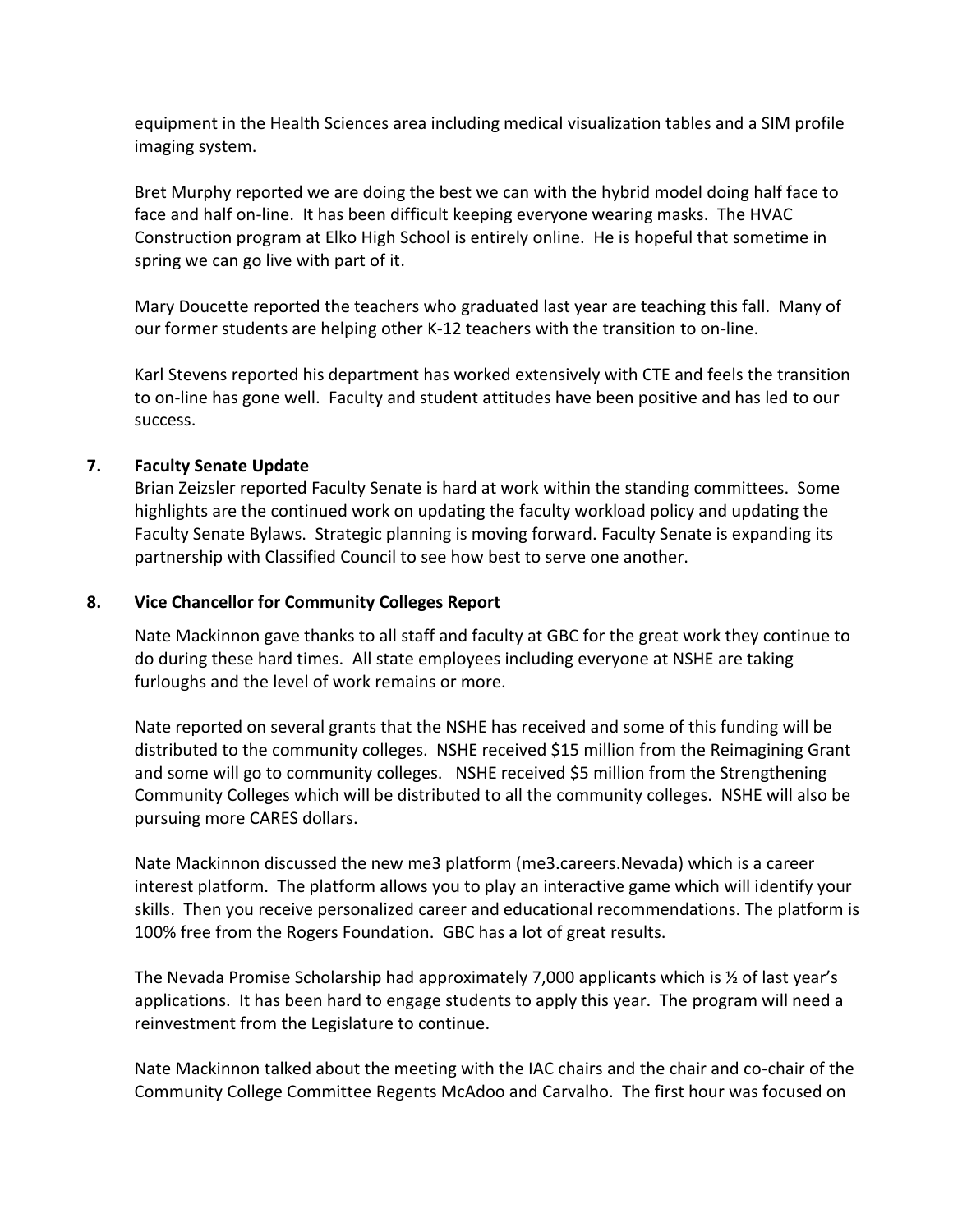equipment in the Health Sciences area including medical visualization tables and a SIM profile imaging system.

Bret Murphy reported we are doing the best we can with the hybrid model doing half face to face and half on-line. It has been difficult keeping everyone wearing masks. The HVAC Construction program at Elko High School is entirely online. He is hopeful that sometime in spring we can go live with part of it.

Mary Doucette reported the teachers who graduated last year are teaching this fall. Many of our former students are helping other K-12 teachers with the transition to on-line.

Karl Stevens reported his department has worked extensively with CTE and feels the transition to on-line has gone well. Faculty and student attitudes have been positive and has led to our success.

**7. Faculty Senate Update**

Brian Zeizsler reported Faculty Senate is hard at work within the standing committees. Some highlights are the continued work on updating the faculty workload policy and updating the Faculty Senate Bylaws. Strategic planning is moving forward. Faculty Senate is expanding its partnership with Classified Council to see how best to serve one another.

**8. Vice Chancellor for Community Colleges Report**

Nate Mackinnon gave thanks to all staff and faculty at GBC for the great work they continue to do during these hard times. All state employees including everyone at NSHE are taking furloughs and the level of work remains or more.

Nate reported on several grants that the NSHE has received and some of this funding will be distributed to the community colleges. NSHE received $15 million from the Reimagining Grant and some will go to community colleges. NSHE received $5 million from the Strengthening Community Colleges which will be distributed to all the community colleges. NSHE will also be pursuing more CARES dollars.

Nate Mackinnon discussed the new me3 platform (me3.careers.Nevada) which is a career interest platform. The platform allows you to play an interactive game which will identify your skills. Then you receive personalized career and educational recommendations. The platform is 100% free from the Rogers Foundation. GBC has a lot of great results.

The Nevada Promise Scholarship had approximately 7,000 applicants which is ½ of last year's applications. It has been hard to engage students to apply this year. The program will need a reinvestment from the Legislature to continue.

Nate Mackinnon talked about the meeting with the IAC chairs and the chair and co-chair of the Community College Committee Regents McAdoo and Carvalho. The first hour was focused on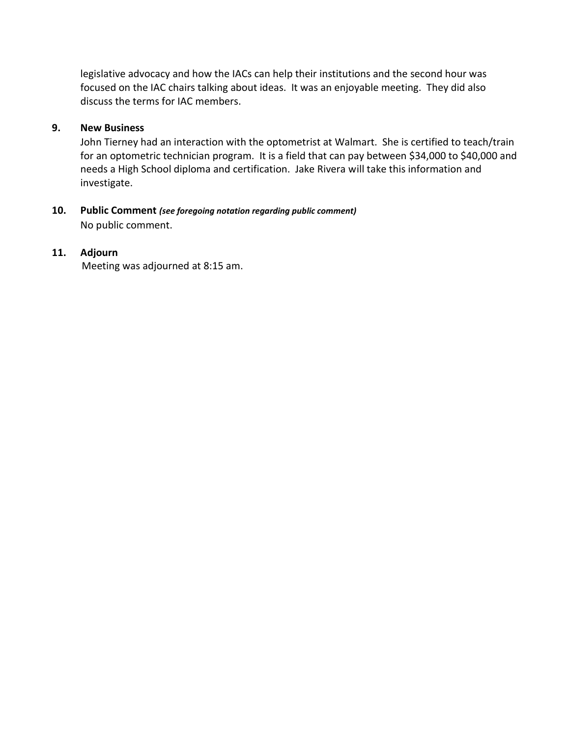legislative advocacy and how the IACs can help their institutions and the second hour was focused on the IAC chairs talking about ideas. It was an enjoyable meeting. They did also discuss the terms for IAC members.

**9. New Business**

John Tierney had an interaction with the optometrist at Walmart. She is certified to teach/train for an optometric technician program. It is a field that can pay between $34,000 to $40,000 and needs a High School diploma and certification. Jake Rivera will take this information and investigate.

**10. Public Comment** ***(see foregoing notation regarding public comment)***

No public comment.

**11. Adjourn**

Meeting was adjourned at 8:15 am.